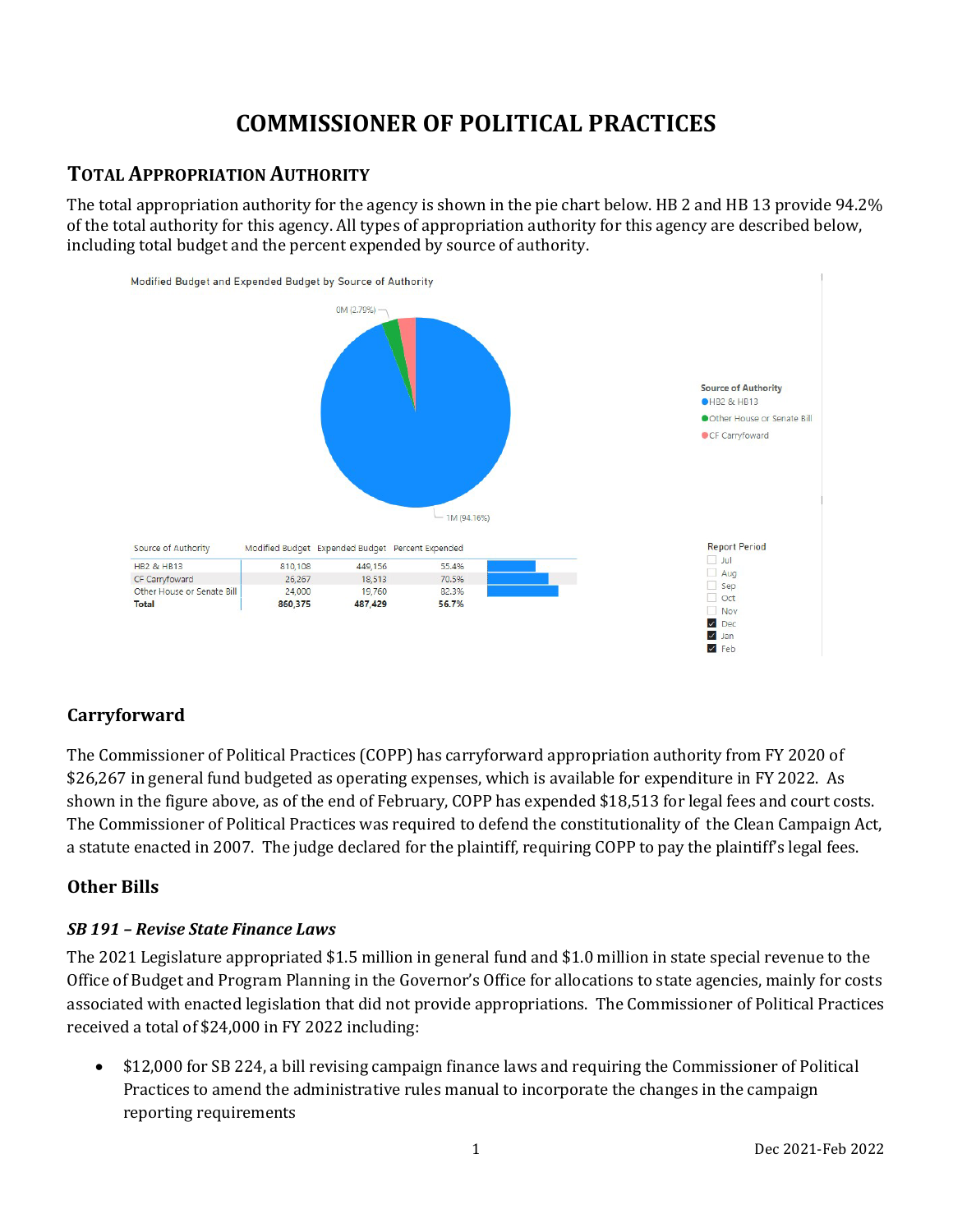# COMMISSIONER OF POLITICAL PRACTICES

## Total Appropriation Authority

The total appropriation authority for the agency is shown in the pie chart below. HB 2 and HB 13 provide 94.2% of the total authority for this agency. All types of appropriation authority for this agency are described below, including total budget and the percent expended by source of authority.

Modified Budget and Expended Budget by Source of Authority

0M (2.79%)

1M (94.16%)

Source of Authority
HB2 & HB13
Other House or Senate Bill
CF Carryfoward

| Source of Authority | Modified Budget | Expended Budget | Percent Expended |
|---|---|---|---|
| HB2 & HB13 | 810,108 | 449,156 | 55.4% |
| CF Carryfoward | 26,267 | 18,513 | 70.5% |
| Other House or Senate Bill | 24,000 | 19,760 | 82.3% |
| **Total** | **860,375** | **487,429** | **56.7%** |

Report Period
Jul
Aug
Sep
Oct
Nov
Dec
Jan
Feb

### Carryforward

The Commissioner of Political Practices (COPP) has carryforward appropriation authority from FY 2020 of $26,267 in general fund budgeted as operating expenses, which is available for expenditure in FY 2022. As shown in the figure above, as of the end of February, COPP has expended $18,513 for legal fees and court costs. The Commissioner of Political Practices was required to defend the constitutionality of the Clean Campaign Act, a statute enacted in 2007. The judge declared for the plaintiff, requiring COPP to pay the plaintiff's legal fees.

### Other Bills

#### *SB 191 – Revise State Finance Laws*

The 2021 Legislature appropriated $1.5 million in general fund and $1.0 million in state special revenue to the Office of Budget and Program Planning in the Governor's Office for allocations to state agencies, mainly for costs associated with enacted legislation that did not provide appropriations. The Commissioner of Political Practices received a total of $24,000 in FY 2022 including:

- $12,000 for SB 224, a bill revising campaign finance laws and requiring the Commissioner of Political Practices to amend the administrative rules manual to incorporate the changes in the campaign reporting requirements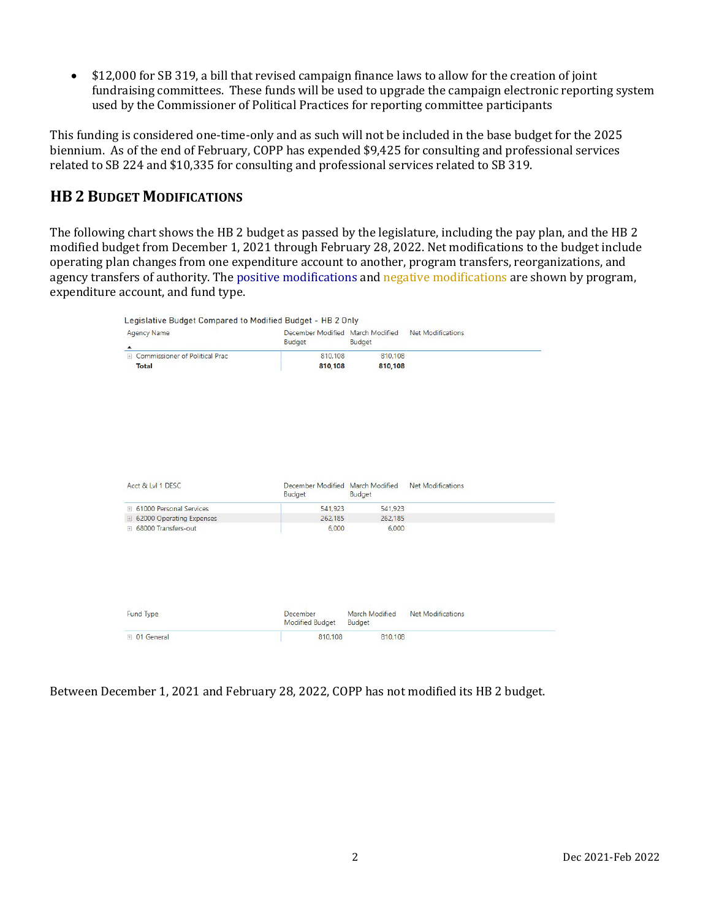- $12,000 for SB 319, a bill that revised campaign finance laws to allow for the creation of joint fundraising committees. These funds will be used to upgrade the campaign electronic reporting system used by the Commissioner of Political Practices for reporting committee participants

This funding is considered one-time-only and as such will not be included in the base budget for the 2025 biennium. As of the end of February, COPP has expended $9,425 for consulting and professional services related to SB 224 and $10,335 for consulting and professional services related to SB 319.

## HB 2 Budget Modifications

The following chart shows the HB 2 budget as passed by the legislature, including the pay plan, and the HB 2 modified budget from December 1, 2021 through February 28, 2022. Net modifications to the budget include operating plan changes from one expenditure account to another, program transfers, reorganizations, and agency transfers of authority. The positive modifications and negative modifications are shown by program, expenditure account, and fund type.

Legislative Budget Compared to Modified Budget - HB 2 Only

| Agency Name | December Modified Budget | March Modified Budget | Net Modifications |
|---|---|---|---|
| Commissioner of Political Prac | 810,108 | 810,108 | |
| **Total** | **810,108** | **810,108** | |

| Acct & Lvl 1 DESC | December Modified Budget | March Modified Budget | Net Modifications |
|---|---|---|---|
| 61000 Personal Services | 541,923 | 541,923 | |
| 62000 Operating Expenses | 262,185 | 262,185 | |
| 68000 Transfers-out | 6,000 | 6,000 | |

| Fund Type | December Modified Budget | March Modified Budget | Net Modifications |
|---|---|---|---|
| 01 General | 810,108 | 810,108 | |

Between December 1, 2021 and February 28, 2022, COPP has not modified its HB 2 budget.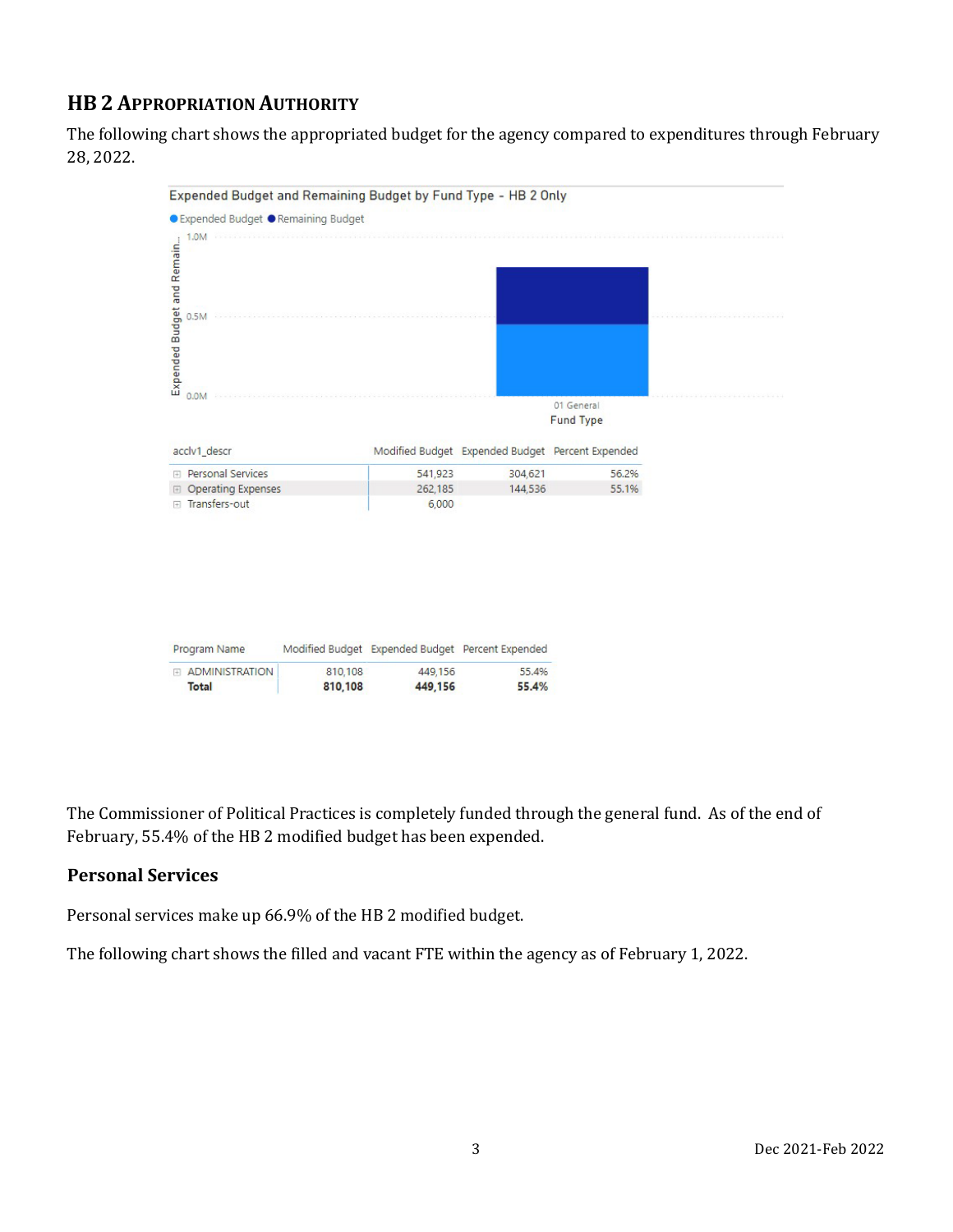## HB 2 APPROPRIATION AUTHORITY

The following chart shows the appropriated budget for the agency compared to expenditures through February 28, 2022.

Expended Budget and Remaining Budget by Fund Type - HB 2 Only

Expended Budget  Remaining Budget

Expended Budget and Remain...

1.0M

0.5M

0.0M

01 General

Fund Type

| acclv1_descr | Modified Budget | Expended Budget | Percent Expended |
|---|---|---|---|
| Personal Services | 541,923 | 304,621 | 56.2% |
| Operating Expenses | 262,185 | 144,536 | 55.1% |
| Transfers-out | 6,000 | | |

| Program Name | Modified Budget | Expended Budget | Percent Expended |
|---|---|---|---|
| ADMINISTRATION | 810,108 | 449,156 | 55.4% |
| **Total** | **810,108** | **449,156** | **55.4%** |

The Commissioner of Political Practices is completely funded through the general fund. As of the end of February, 55.4% of the HB 2 modified budget has been expended.

### Personal Services

Personal services make up 66.9% of the HB 2 modified budget.

The following chart shows the filled and vacant FTE within the agency as of February 1, 2022.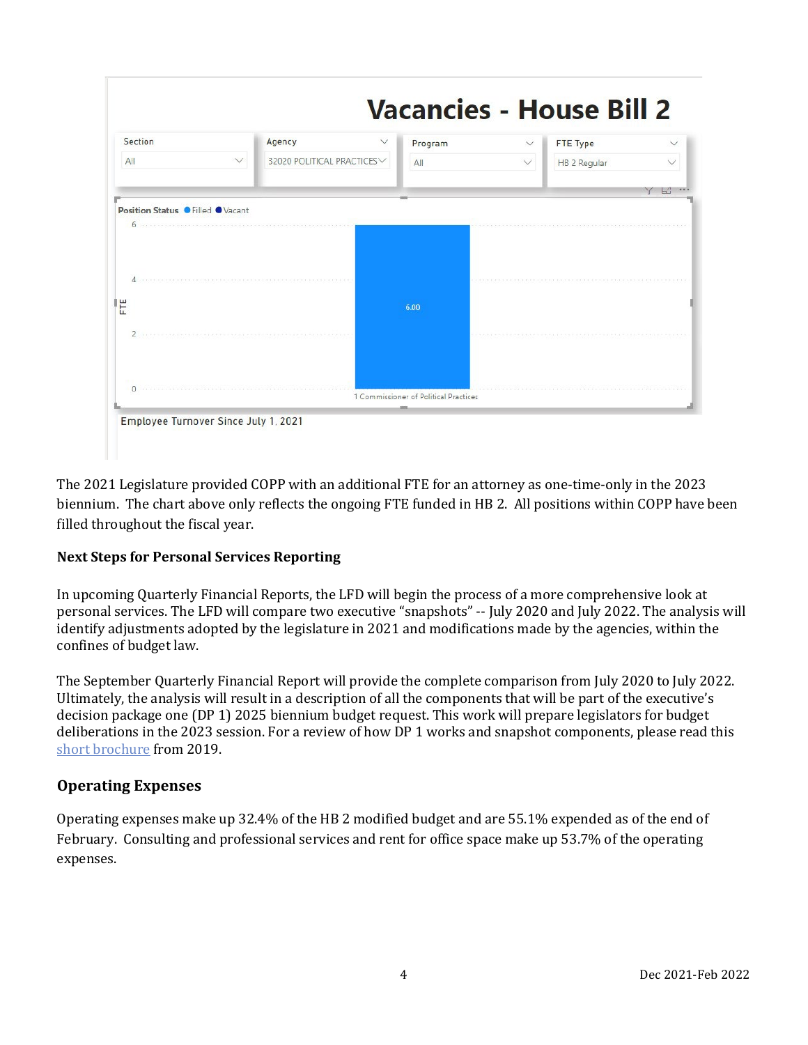## Vacancies - House Bill 2

Section: All
Agency: 32020 POLITICAL PRACTICES
Program: All
FTE Type: HB 2 Regular

Position Status: Filled, Vacant

FTE

6
4
2
0

6.00

1 Commissioner of Political Practices

Employee Turnover Since July 1, 2021

The 2021 Legislature provided COPP with an additional FTE for an attorney as one-time-only in the 2023 biennium. The chart above only reflects the ongoing FTE funded in HB 2. All positions within COPP have been filled throughout the fiscal year.

### Next Steps for Personal Services Reporting

In upcoming Quarterly Financial Reports, the LFD will begin the process of a more comprehensive look at personal services. The LFD will compare two executive "snapshots" -- July 2020 and July 2022. The analysis will identify adjustments adopted by the legislature in 2021 and modifications made by the agencies, within the confines of budget law.

The September Quarterly Financial Report will provide the complete comparison from July 2020 to July 2022. Ultimately, the analysis will result in a description of all the components that will be part of the executive's decision package one (DP 1) 2025 biennium budget request. This work will prepare legislators for budget deliberations in the 2023 session. For a review of how DP 1 works and snapshot components, please read this short brochure from 2019.

## Operating Expenses

Operating expenses make up 32.4% of the HB 2 modified budget and are 55.1% expended as of the end of February. Consulting and professional services and rent for office space make up 53.7% of the operating expenses.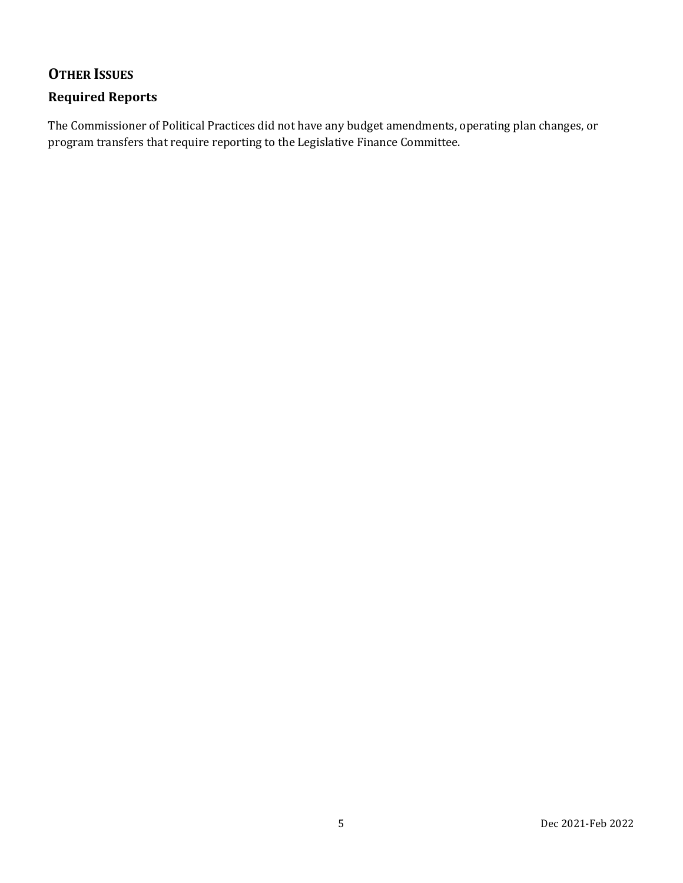## OTHER ISSUES

### Required Reports

The Commissioner of Political Practices did not have any budget amendments, operating plan changes, or program transfers that require reporting to the Legislative Finance Committee.